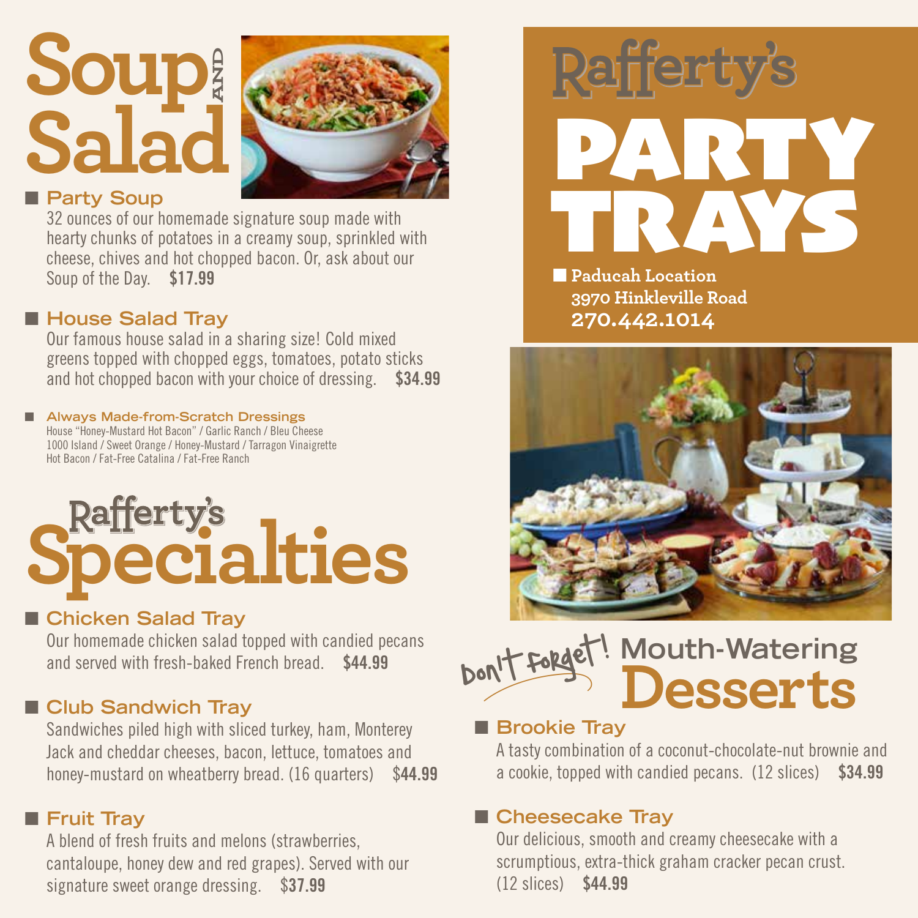# Soup AND Salad

## Party Soup

32 ounces of our homemade signature soup made with hearty chunks of potatoes in a creamy soup, sprinkled with cheese, chives and hot chopped bacon. Or, ask about our Soup of the Day. **$17.99**

## House Salad Tray

Our famous house salad in a sharing size! Cold mixed greens topped with chopped eggs, tomatoes, potato sticks and hot chopped bacon with your choice of dressing. **$34.99**

### Always Made-from-Scratch Dressings

House "Honey-Mustard Hot Bacon" / Garlic Ranch / Bleu Cheese
1000 Island / Sweet Orange / Honey-Mustard / Tarragon Vinaigrette
Hot Bacon / Fat-Free Catalina / Fat-Free Ranch

# Rafferty's Specialties

## Chicken Salad Tray

Our homemade chicken salad topped with candied pecans and served with fresh-baked French bread. **$44.99**

## Club Sandwich Tray

Sandwiches piled high with sliced turkey, ham, Monterey Jack and cheddar cheeses, bacon, lettuce, tomatoes and honey-mustard on wheatberry bread. (16 quarters) **$44.99**

## Fruit Tray

A blend of fresh fruits and melons (strawberries, cantaloupe, honey dew and red grapes). Served with our signature sweet orange dressing. **$37.99**

# Rafferty's PARTY TRAYS

**Paducah Location**
**3970 Hinkleville Road**
**270.442.1014**

# Don't Forget! Mouth-Watering Desserts

## Brookie Tray

A tasty combination of a coconut-chocolate-nut brownie and a cookie, topped with candied pecans. (12 slices) **$34.99**

## Cheesecake Tray

Our delicious, smooth and creamy cheesecake with a scrumptious, extra-thick graham cracker pecan crust. (12 slices) **$44.99**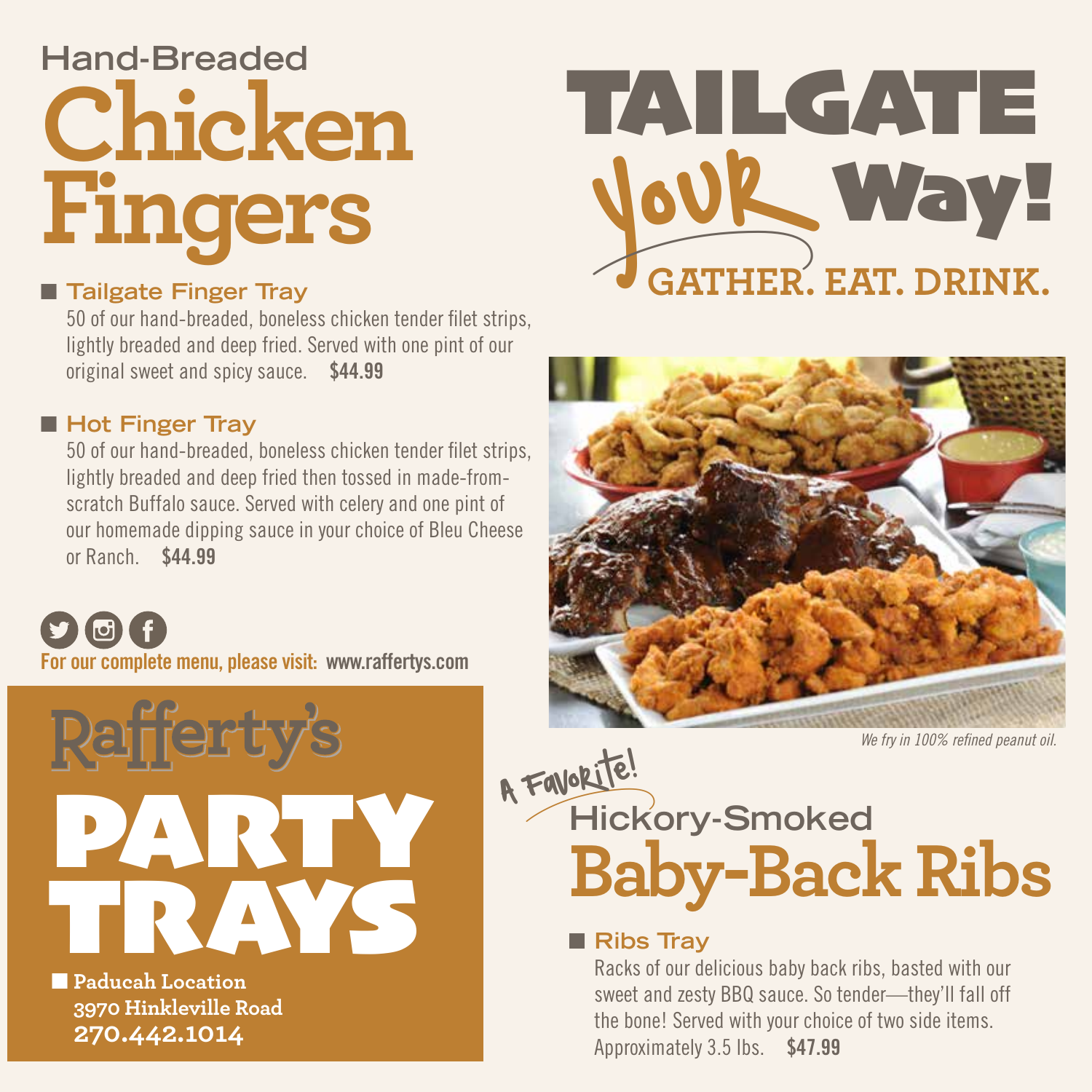# Hand-Breaded Chicken Fingers

### Tailgate Finger Tray

50 of our hand-breaded, boneless chicken tender filet strips, lightly breaded and deep fried. Served with one pint of our original sweet and spicy sauce. **$44.99**

### Hot Finger Tray

50 of our hand-breaded, boneless chicken tender filet strips, lightly breaded and deep fried then tossed in made-from-scratch Buffalo sauce. Served with celery and one pint of our homemade dipping sauce in your choice of Bleu Cheese or Ranch. **$44.99**

For our complete menu, please visit: **www.raffertys.com**

# Rafferty's PARTY TRAYS

**Paducah Location**
**3970 Hinkleville Road**
**270.442.1014**

# TAILGATE YOUR Way!

## GATHER. EAT. DRINK.

*We fry in 100% refined peanut oil.*

A Favorite!

# Hickory-Smoked Baby-Back Ribs

### Ribs Tray

Racks of our delicious baby back ribs, basted with our sweet and zesty BBQ sauce. So tender—they'll fall off the bone! Served with your choice of two side items. Approximately 3.5 lbs. **$47.99**